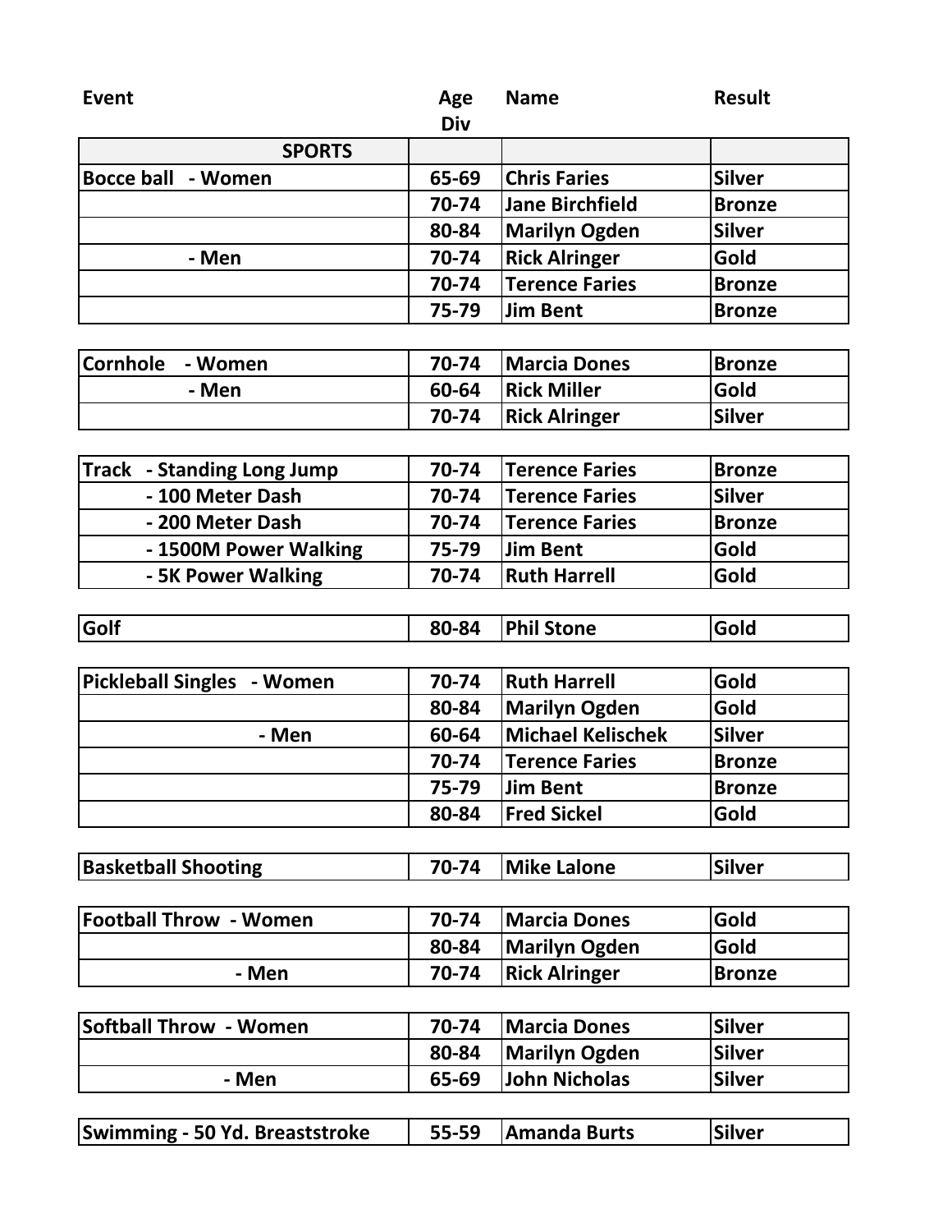| Event | Age Div | Name | Result |
|---|---|---|---|
| **SPORTS** | | | |
| Bocce ball - Women | 65-69 | Chris Faries | Silver |
| | 70-74 | Jane Birchfield | Bronze |
| | 80-84 | Marilyn Ogden | Silver |
| - Men | 70-74 | Rick Alringer | Gold |
| | 70-74 | Terence Faries | Bronze |
| | 75-79 | Jim Bent | Bronze |
| | | | |
| Cornhole - Women | 70-74 | Marcia Dones | Bronze |
| - Men | 60-64 | Rick Miller | Gold |
| | 70-74 | Rick Alringer | Silver |
| | | | |
| Track - Standing Long Jump | 70-74 | Terence Faries | Bronze |
| - 100 Meter Dash | 70-74 | Terence Faries | Silver |
| - 200 Meter Dash | 70-74 | Terence Faries | Bronze |
| - 1500M Power Walking | 75-79 | Jim Bent | Gold |
| - 5K Power Walking | 70-74 | Ruth Harrell | Gold |
| | | | |
| Golf | 80-84 | Phil Stone | Gold |
| | | | |
| Pickleball Singles - Women | 70-74 | Ruth Harrell | Gold |
| | 80-84 | Marilyn Ogden | Gold |
| - Men | 60-64 | Michael Kelischek | Silver |
| | 70-74 | Terence Faries | Bronze |
| | 75-79 | Jim Bent | Bronze |
| | 80-84 | Fred Sickel | Gold |
| | | | |
| Basketball Shooting | 70-74 | Mike Lalone | Silver |
| | | | |
| Football Throw - Women | 70-74 | Marcia Dones | Gold |
| | 80-84 | Marilyn Ogden | Gold |
| - Men | 70-74 | Rick Alringer | Bronze |
| | | | |
| Softball Throw - Women | 70-74 | Marcia Dones | Silver |
| | 80-84 | Marilyn Ogden | Silver |
| - Men | 65-69 | John Nicholas | Silver |
| | | | |
| Swimming - 50 Yd. Breaststroke | 55-59 | Amanda Burts | Silver |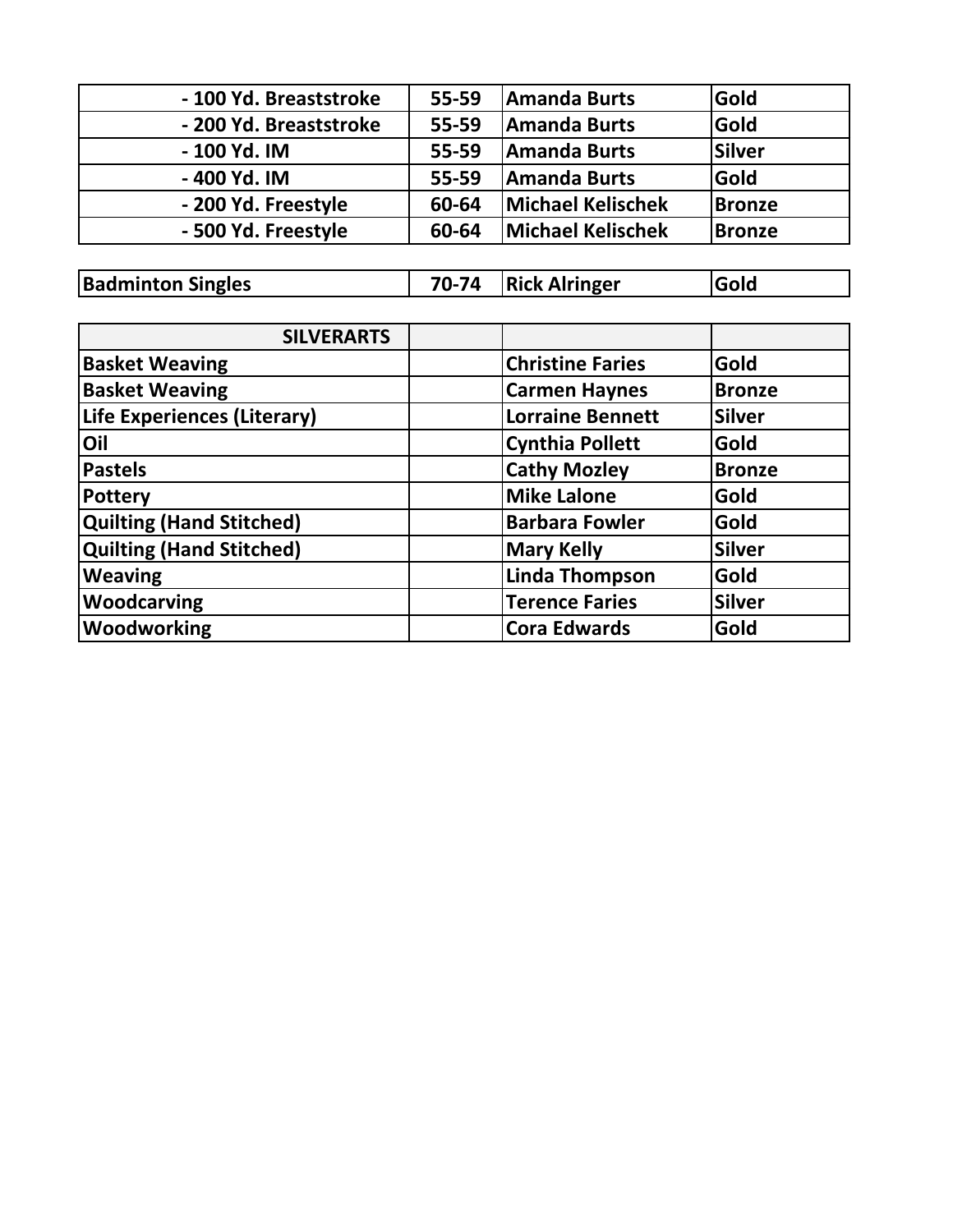| | | | |
|---|---|---|---|
| - 100 Yd. Breaststroke | 55-59 | Amanda Burts | Gold |
| - 200 Yd. Breaststroke | 55-59 | Amanda Burts | Gold |
| - 100 Yd. IM | 55-59 | Amanda Burts | Silver |
| - 400 Yd. IM | 55-59 | Amanda Burts | Gold |
| - 200 Yd. Freestyle | 60-64 | Michael Kelischek | Bronze |
| - 500 Yd. Freestyle | 60-64 | Michael Kelischek | Bronze |

| | | | |
|---|---|---|---|
| Badminton Singles | 70-74 | Rick Alringer | Gold |

| SILVERARTS | | | |
|---|---|---|---|
| Basket Weaving | | Christine Faries | Gold |
| Basket Weaving | | Carmen Haynes | Bronze |
| Life Experiences (Literary) | | Lorraine Bennett | Silver |
| Oil | | Cynthia Pollett | Gold |
| Pastels | | Cathy Mozley | Bronze |
| Pottery | | Mike Lalone | Gold |
| Quilting (Hand Stitched) | | Barbara Fowler | Gold |
| Quilting (Hand Stitched) | | Mary Kelly | Silver |
| Weaving | | Linda Thompson | Gold |
| Woodcarving | | Terence Faries | Silver |
| Woodworking | | Cora Edwards | Gold |